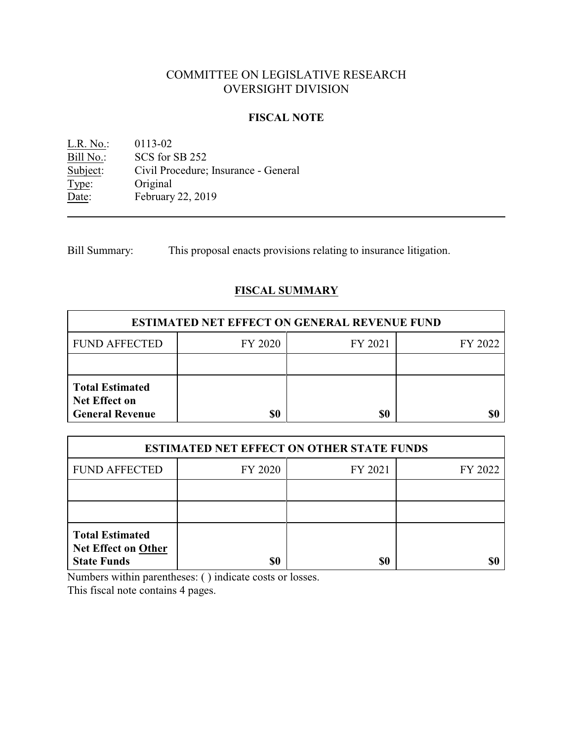# COMMITTEE ON LEGISLATIVE RESEARCH
# OVERSIGHT DIVISION

## FISCAL NOTE

L.R. No.: 0113-02
Bill No.: SCS for SB 252
Subject: Civil Procedure; Insurance - General
Type: Original
Date: February 22, 2019

---

Bill Summary: This proposal enacts provisions relating to insurance litigation.

## FISCAL SUMMARY

| ESTIMATED NET EFFECT ON GENERAL REVENUE FUND | | | |
|---|---|---|---|
| FUND AFFECTED | FY 2020 | FY 2021 | FY 2022 |
| | | | |
| **Total Estimated Net Effect on General Revenue** | **$0** | **$0** | **$0** |

| ESTIMATED NET EFFECT ON OTHER STATE FUNDS | | | |
|---|---|---|---|
| FUND AFFECTED | FY 2020 | FY 2021 | FY 2022 |
| | | | |
| | | | |
| **Total Estimated Net Effect on Other State Funds** | **$0** | **$0** | **$0** |

Numbers within parentheses: ( ) indicate costs or losses.
This fiscal note contains 4 pages.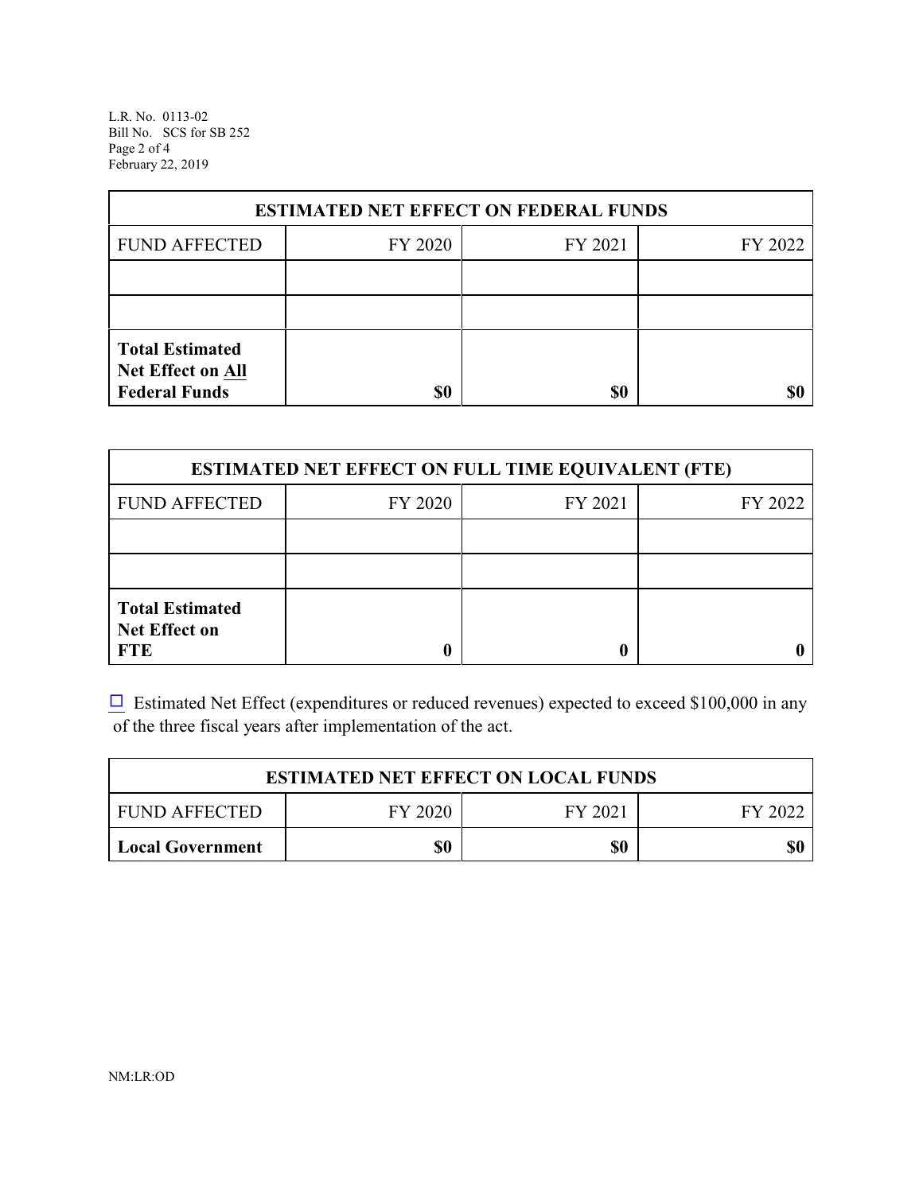| ESTIMATED NET EFFECT ON FEDERAL FUNDS | | | |
|---|---|---|---|
| FUND AFFECTED | FY 2020 | FY 2021 | FY 2022 |
| | | | |
| | | | |
| **Total Estimated Net Effect on All Federal Funds** | **$0** | **$0** | **$0** |

| ESTIMATED NET EFFECT ON FULL TIME EQUIVALENT (FTE) | | | |
|---|---|---|---|
| FUND AFFECTED | FY 2020 | FY 2021 | FY 2022 |
| | | | |
| | | | |
| **Total Estimated Net Effect on FTE** | **0** | **0** | **0** |

☐ Estimated Net Effect (expenditures or reduced revenues) expected to exceed $100,000 in any of the three fiscal years after implementation of the act.

| ESTIMATED NET EFFECT ON LOCAL FUNDS | | | |
|---|---|---|---|
| FUND AFFECTED | FY 2020 | FY 2021 | FY 2022 |
| **Local Government** | **$0** | **$0** | **$0** |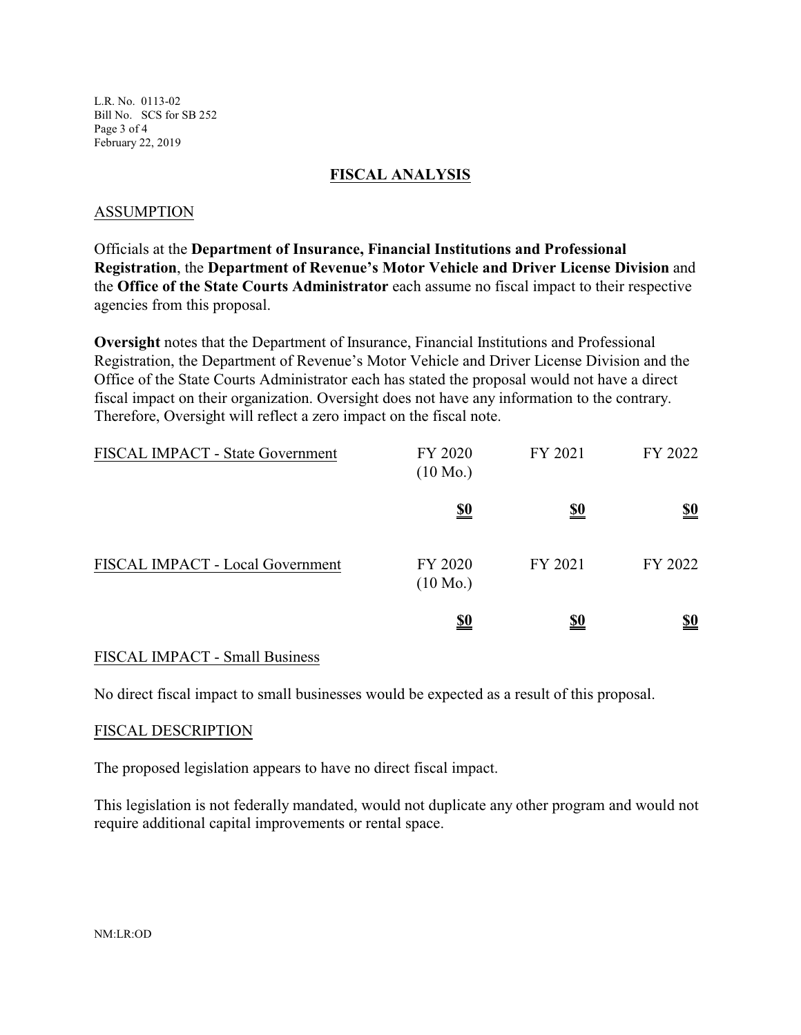## FISCAL ANALYSIS

### ASSUMPTION

Officials at the **Department of Insurance, Financial Institutions and Professional Registration**, the **Department of Revenue's Motor Vehicle and Driver License Division** and the **Office of the State Courts Administrator** each assume no fiscal impact to their respective agencies from this proposal.

**Oversight** notes that the Department of Insurance, Financial Institutions and Professional Registration, the Department of Revenue's Motor Vehicle and Driver License Division and the Office of the State Courts Administrator each has stated the proposal would not have a direct fiscal impact on their organization. Oversight does not have any information to the contrary. Therefore, Oversight will reflect a zero impact on the fiscal note.

| FISCAL IMPACT - State Government | FY 2020 (10 Mo.) | FY 2021 | FY 2022 |
|---|---|---|---|
| | **$0** | **$0** | **$0** |

| FISCAL IMPACT - Local Government | FY 2020 (10 Mo.) | FY 2021 | FY 2022 |
|---|---|---|---|
| | **$0** | **$0** | **$0** |

### FISCAL IMPACT - Small Business

No direct fiscal impact to small businesses would be expected as a result of this proposal.

### FISCAL DESCRIPTION

The proposed legislation appears to have no direct fiscal impact.

This legislation is not federally mandated, would not duplicate any other program and would not require additional capital improvements or rental space.

NM:LR:OD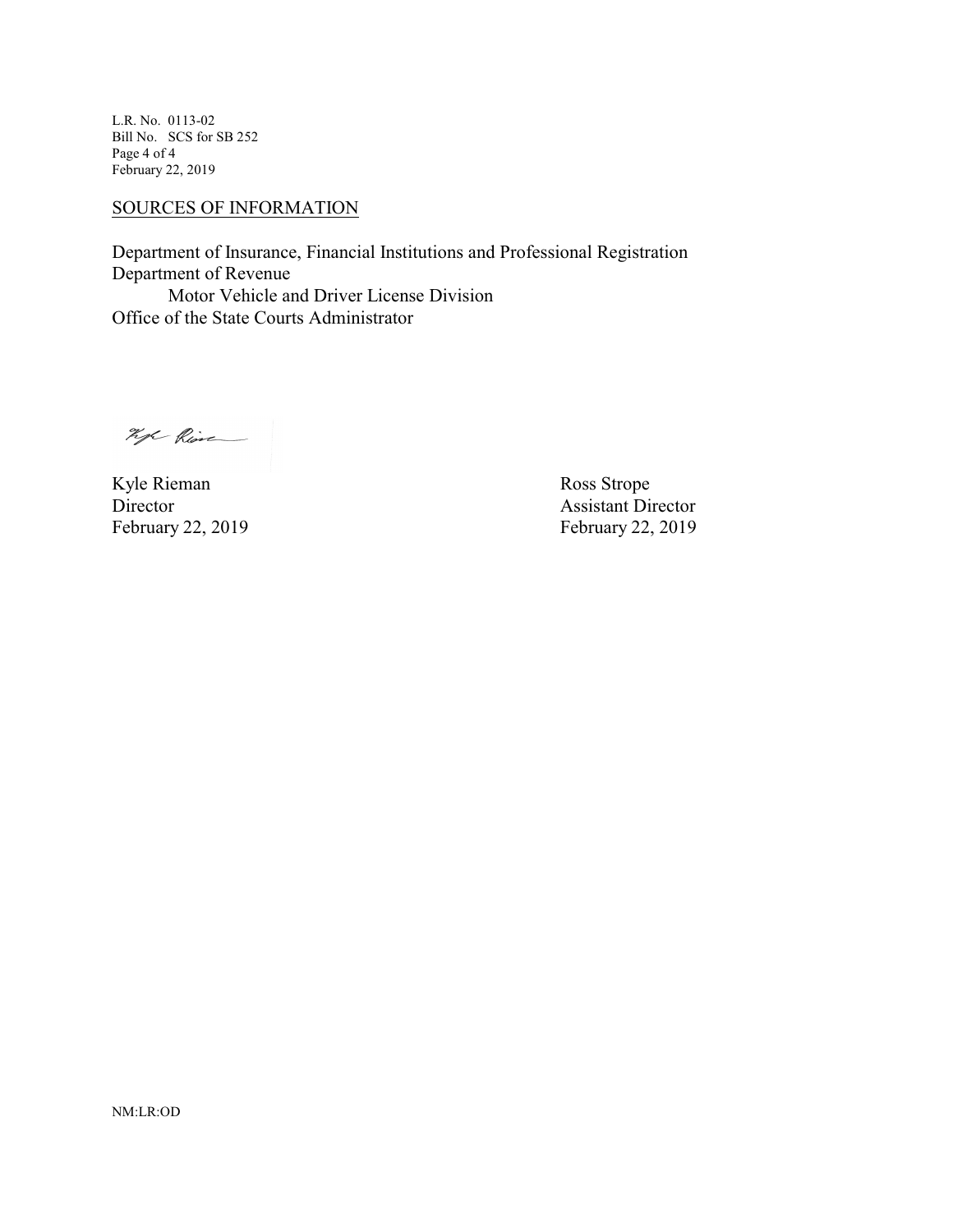## SOURCES OF INFORMATION

Department of Insurance, Financial Institutions and Professional Registration
Department of Revenue
    Motor Vehicle and Driver License Division
Office of the State Courts Administrator

| | |
|---|---|
| Kyle Rieman | Ross Strope |
| Director | Assistant Director |
| February 22, 2019 | February 22, 2019 |

NM:LR:OD